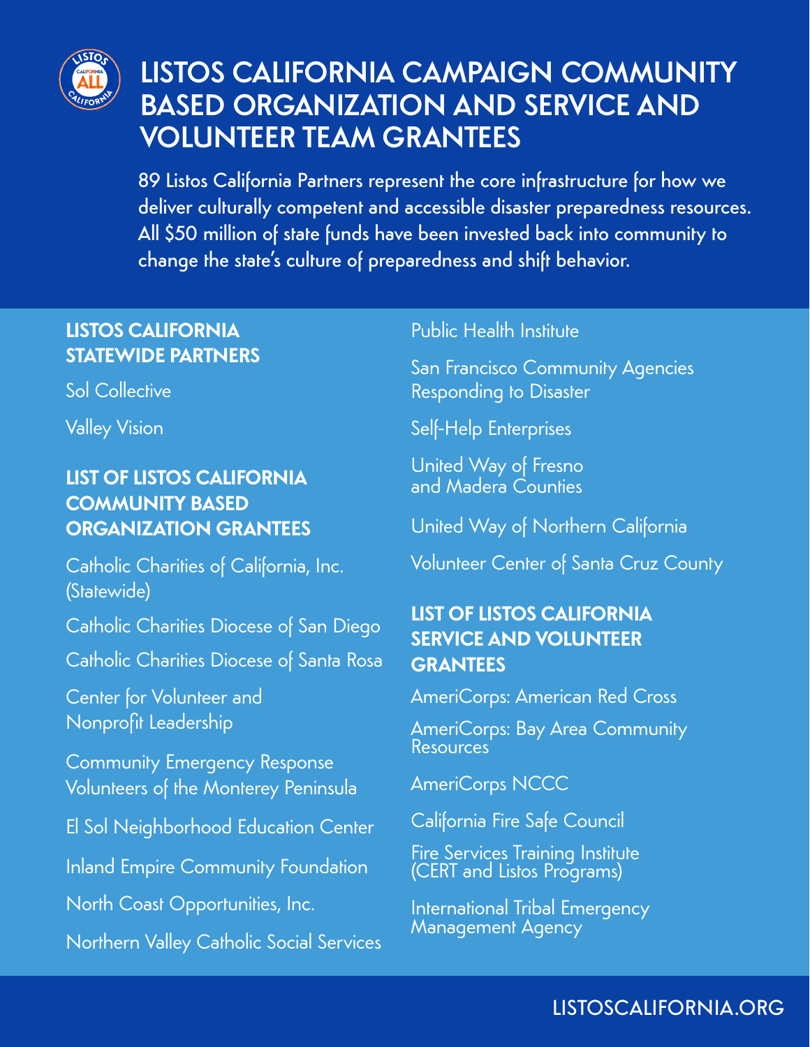# LISTOS CALIFORNIA CAMPAIGN COMMUNITY BASED ORGANIZATION AND SERVICE AND VOLUNTEER TEAM GRANTEES

89 Listos California Partners represent the core infrastructure for how we deliver culturally competent and accessible disaster preparedness resources. All $50 million of state funds have been invested back into community to change the state's culture of preparedness and shift behavior.

## LISTOS CALIFORNIA STATEWIDE PARTNERS

Sol Collective

Valley Vision

## LIST OF LISTOS CALIFORNIA COMMUNITY BASED ORGANIZATION GRANTEES

Catholic Charities of California, Inc. (Statewide)

Catholic Charities Diocese of San Diego

Catholic Charities Diocese of Santa Rosa

Center for Volunteer and Nonprofit Leadership

Community Emergency Response Volunteers of the Monterey Peninsula

El Sol Neighborhood Education Center

Inland Empire Community Foundation

North Coast Opportunities, Inc.

Northern Valley Catholic Social Services

Public Health Institute

San Francisco Community Agencies Responding to Disaster

Self-Help Enterprises

United Way of Fresno and Madera Counties

United Way of Northern California

Volunteer Center of Santa Cruz County

## LIST OF LISTOS CALIFORNIA SERVICE AND VOLUNTEER GRANTEES

AmeriCorps: American Red Cross

AmeriCorps: Bay Area Community Resources

AmeriCorps NCCC

California Fire Safe Council

Fire Services Training Institute (CERT and Listos Programs)

International Tribal Emergency Management Agency

LISTOSCALIFORNIA.ORG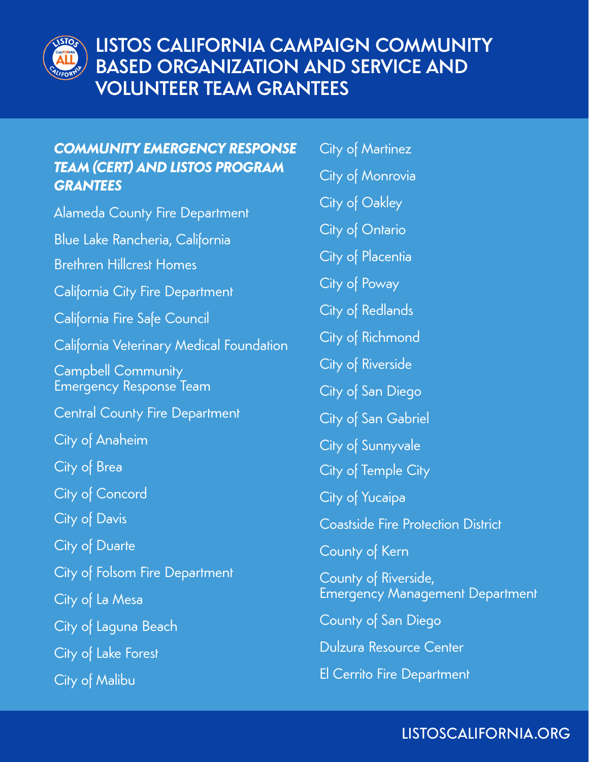# LISTOS CALIFORNIA CAMPAIGN COMMUNITY BASED ORGANIZATION AND SERVICE AND VOLUNTEER TEAM GRANTEES

### *COMMUNITY EMERGENCY RESPONSE TEAM (CERT) AND LISTOS PROGRAM GRANTEES*

Alameda County Fire Department

Blue Lake Rancheria, California

Brethren Hillcrest Homes

California City Fire Department

California Fire Safe Council

California Veterinary Medical Foundation

Campbell Community Emergency Response Team

Central County Fire Department

City of Anaheim

City of Brea

City of Concord

City of Davis

City of Duarte

City of Folsom Fire Department

City of La Mesa

City of Laguna Beach

City of Lake Forest

City of Malibu

City of Martinez

City of Monrovia

City of Oakley

City of Ontario

City of Placentia

City of Poway

City of Redlands

City of Richmond

City of Riverside

City of San Diego

City of San Gabriel

City of Sunnyvale

City of Temple City

City of Yucaipa

Coastside Fire Protection District

County of Kern

County of Riverside, Emergency Management Department

County of San Diego

Dulzura Resource Center

El Cerrito Fire Department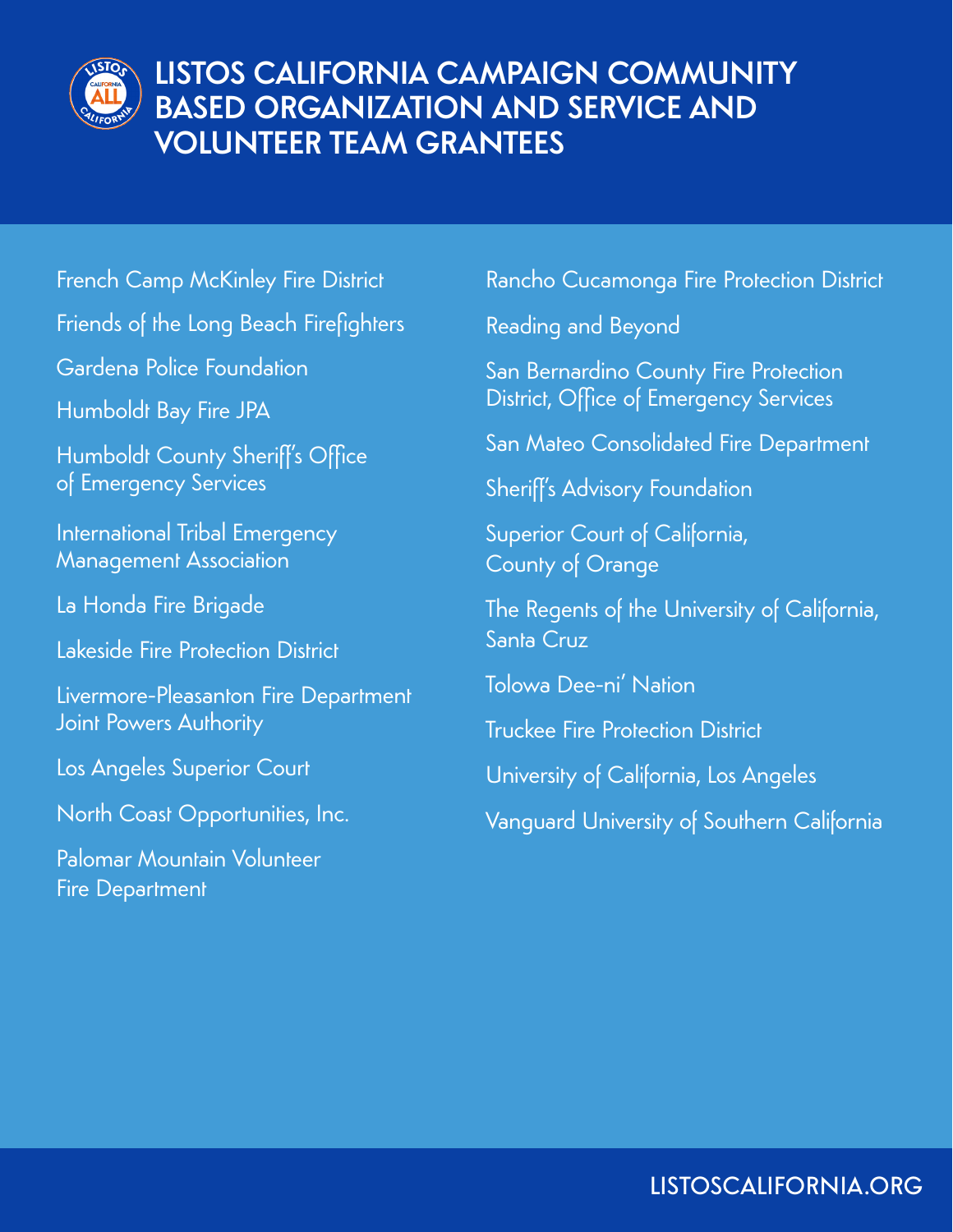# LISTOS CALIFORNIA CAMPAIGN COMMUNITY BASED ORGANIZATION AND SERVICE AND VOLUNTEER TEAM GRANTEES

French Camp McKinley Fire District

Friends of the Long Beach Firefighters

Gardena Police Foundation

Humboldt Bay Fire JPA

Humboldt County Sheriff's Office of Emergency Services

International Tribal Emergency Management Association

La Honda Fire Brigade

Lakeside Fire Protection District

Livermore-Pleasanton Fire Department Joint Powers Authority

Los Angeles Superior Court

North Coast Opportunities, Inc.

Palomar Mountain Volunteer Fire Department

Rancho Cucamonga Fire Protection District

Reading and Beyond

San Bernardino County Fire Protection District, Office of Emergency Services

San Mateo Consolidated Fire Department

Sheriff's Advisory Foundation

Superior Court of California, County of Orange

The Regents of the University of California, Santa Cruz

Tolowa Dee-ni' Nation

Truckee Fire Protection District

University of California, Los Angeles

Vanguard University of Southern California

LISTOSCALIFORNIA.ORG